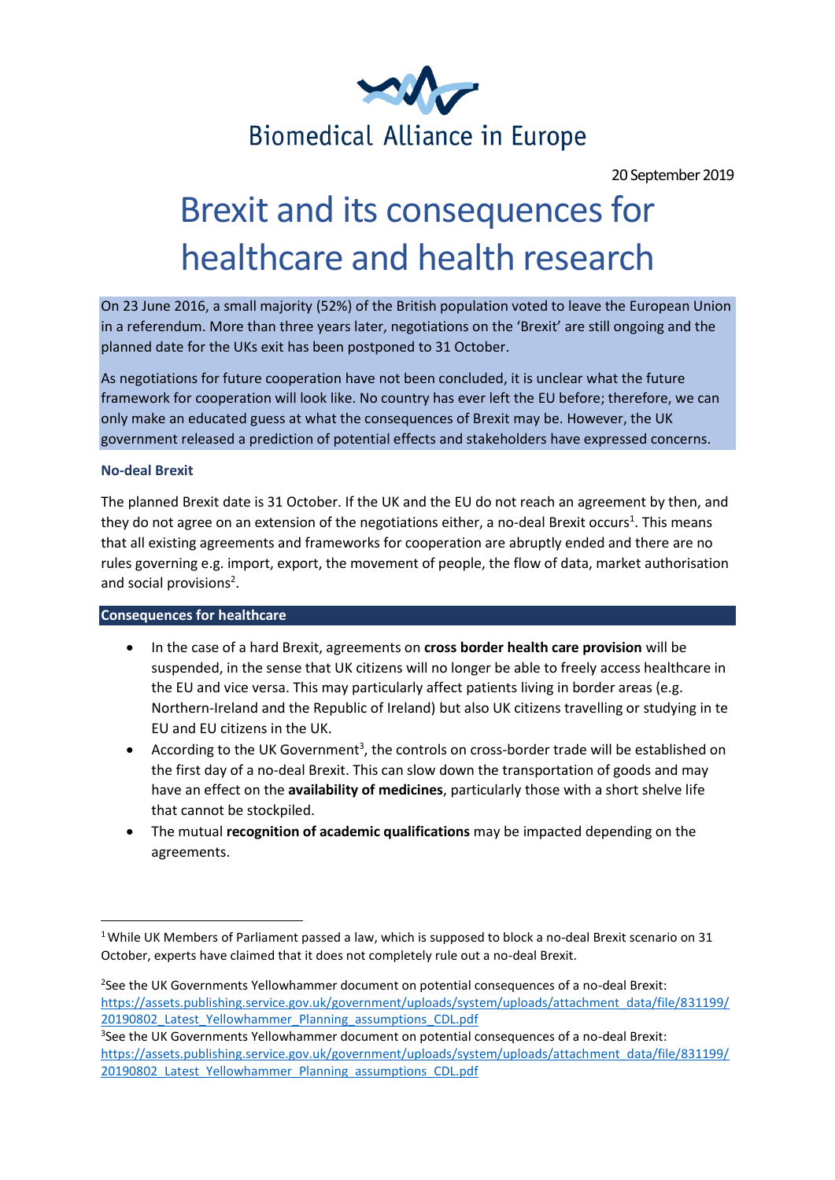Biomedical Alliance in Europe

20 September 2019

# Brexit and its consequences for healthcare and health research

On 23 June 2016, a small majority (52%) of the British population voted to leave the European Union in a referendum. More than three years later, negotiations on the 'Brexit' are still ongoing and the planned date for the UKs exit has been postponed to 31 October.

As negotiations for future cooperation have not been concluded, it is unclear what the future framework for cooperation will look like. No country has ever left the EU before; therefore, we can only make an educated guess at what the consequences of Brexit may be. However, the UK government released a prediction of potential effects and stakeholders have expressed concerns.

### No-deal Brexit

The planned Brexit date is 31 October. If the UK and the EU do not reach an agreement by then, and they do not agree on an extension of the negotiations either, a no-deal Brexit occurs[1]. This means that all existing agreements and frameworks for cooperation are abruptly ended and there are no rules governing e.g. import, export, the movement of people, the flow of data, market authorisation and social provisions[2].

### Consequences for healthcare

- In the case of a hard Brexit, agreements on **cross border health care provision** will be suspended, in the sense that UK citizens will no longer be able to freely access healthcare in the EU and vice versa. This may particularly affect patients living in border areas (e.g. Northern-Ireland and the Republic of Ireland) but also UK citizens travelling or studying in te EU and EU citizens in the UK.
- According to the UK Government[3], the controls on cross-border trade will be established on the first day of a no-deal Brexit. This can slow down the transportation of goods and may have an effect on the **availability of medicines**, particularly those with a short shelve life that cannot be stockpiled.
- The mutual **recognition of academic qualifications** may be impacted depending on the agreements.

---

[1] While UK Members of Parliament passed a law, which is supposed to block a no-deal Brexit scenario on 31 October, experts have claimed that it does not completely rule out a no-deal Brexit.

[2] See the UK Governments Yellowhammer document on potential consequences of a no-deal Brexit: https://assets.publishing.service.gov.uk/government/uploads/system/uploads/attachment_data/file/831199/20190802_Latest_Yellowhammer_Planning_assumptions_CDL.pdf

[3] See the UK Governments Yellowhammer document on potential consequences of a no-deal Brexit: https://assets.publishing.service.gov.uk/government/uploads/system/uploads/attachment_data/file/831199/20190802_Latest_Yellowhammer_Planning_assumptions_CDL.pdf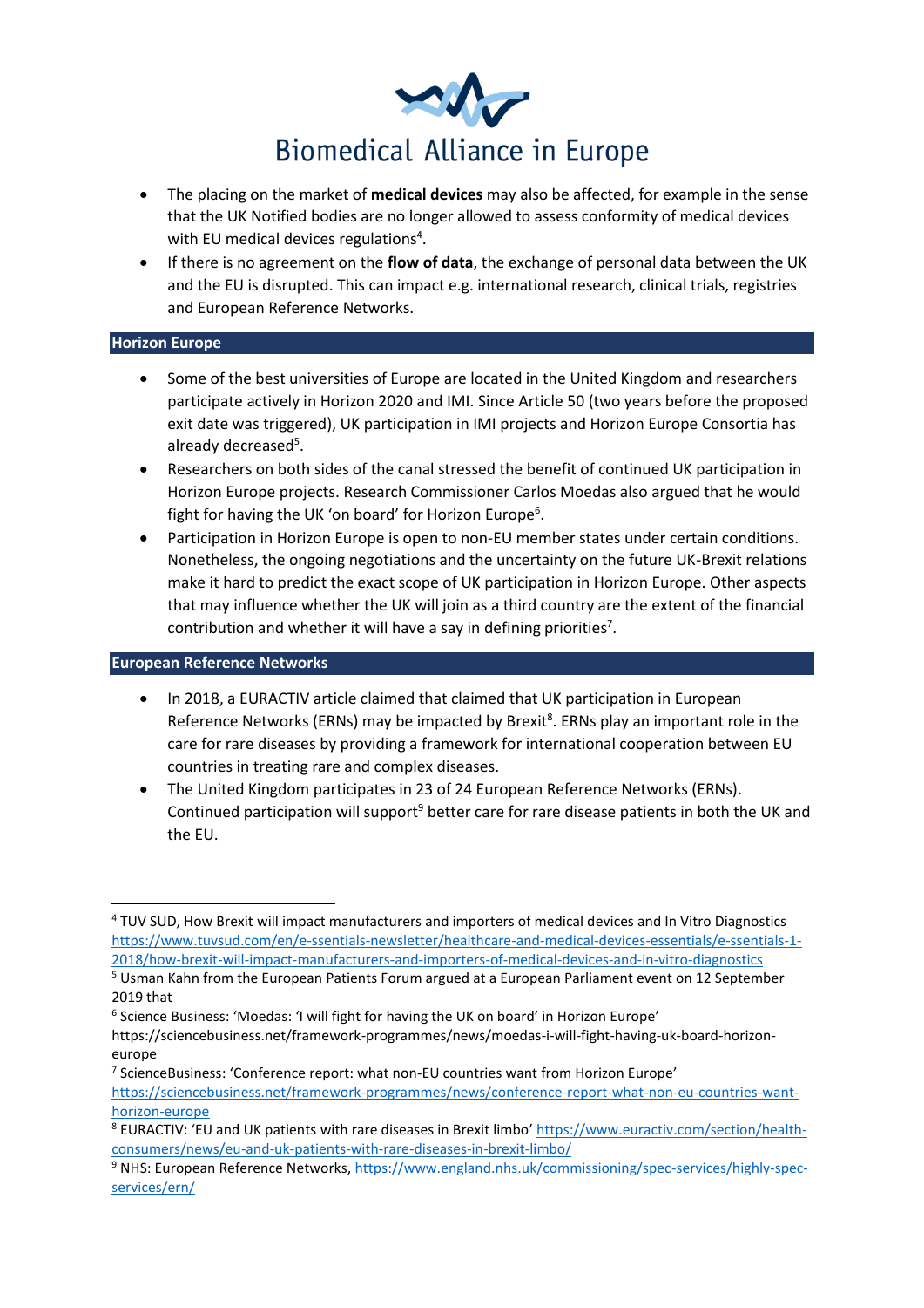- The placing on the market of **medical devices** may also be affected, for example in the sense that the UK Notified bodies are no longer allowed to assess conformity of medical devices with EU medical devices regulations[4].
- If there is no agreement on the **flow of data**, the exchange of personal data between the UK and the EU is disrupted. This can impact e.g. international research, clinical trials, registries and European Reference Networks.

## Horizon Europe

- Some of the best universities of Europe are located in the United Kingdom and researchers participate actively in Horizon 2020 and IMI. Since Article 50 (two years before the proposed exit date was triggered), UK participation in IMI projects and Horizon Europe Consortia has already decreased[5].
- Researchers on both sides of the canal stressed the benefit of continued UK participation in Horizon Europe projects. Research Commissioner Carlos Moedas also argued that he would fight for having the UK 'on board' for Horizon Europe[6].
- Participation in Horizon Europe is open to non-EU member states under certain conditions. Nonetheless, the ongoing negotiations and the uncertainty on the future UK-Brexit relations make it hard to predict the exact scope of UK participation in Horizon Europe. Other aspects that may influence whether the UK will join as a third country are the extent of the financial contribution and whether it will have a say in defining priorities[7].

## European Reference Networks

- In 2018, a EURACTIV article claimed that claimed that UK participation in European Reference Networks (ERNs) may be impacted by Brexit[8]. ERNs play an important role in the care for rare diseases by providing a framework for international cooperation between EU countries in treating rare and complex diseases.
- The United Kingdom participates in 23 of 24 European Reference Networks (ERNs). Continued participation will support[9] better care for rare disease patients in both the UK and the EU.

---

[4] TUV SUD, How Brexit will impact manufacturers and importers of medical devices and In Vitro Diagnostics https://www.tuvsud.com/en/e-ssentials-newsletter/healthcare-and-medical-devices-essentials/e-ssentials-1-2018/how-brexit-will-impact-manufacturers-and-importers-of-medical-devices-and-in-vitro-diagnostics

[5] Usman Kahn from the European Patients Forum argued at a European Parliament event on 12 September 2019 that

[6] Science Business: 'Moedas: 'I will fight for having the UK on board' in Horizon Europe' https://sciencebusiness.net/framework-programmes/news/moedas-i-will-fight-having-uk-board-horizon-europe

[7] ScienceBusiness: 'Conference report: what non-EU countries want from Horizon Europe' https://sciencebusiness.net/framework-programmes/news/conference-report-what-non-eu-countries-want-horizon-europe

[8] EURACTIV: 'EU and UK patients with rare diseases in Brexit limbo' https://www.euractiv.com/section/health-consumers/news/eu-and-uk-patients-with-rare-diseases-in-brexit-limbo/

[9] NHS: European Reference Networks, https://www.england.nhs.uk/commissioning/spec-services/highly-spec-services/ern/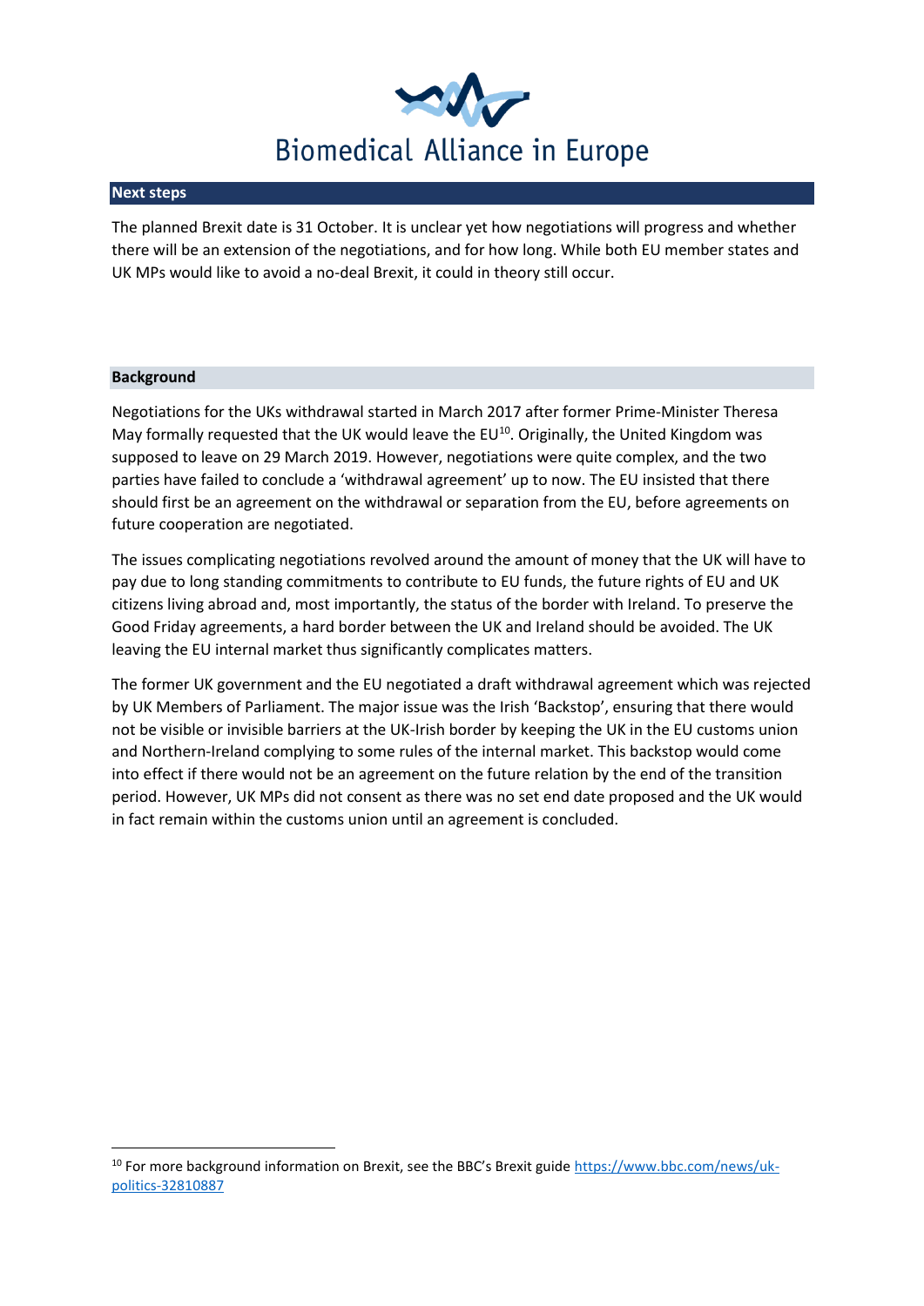## Next steps

The planned Brexit date is 31 October. It is unclear yet how negotiations will progress and whether there will be an extension of the negotiations, and for how long. While both EU member states and UK MPs would like to avoid a no-deal Brexit, it could in theory still occur.

## Background

Negotiations for the UKs withdrawal started in March 2017 after former Prime-Minister Theresa May formally requested that the UK would leave the EU[10]. Originally, the United Kingdom was supposed to leave on 29 March 2019. However, negotiations were quite complex, and the two parties have failed to conclude a 'withdrawal agreement' up to now. The EU insisted that there should first be an agreement on the withdrawal or separation from the EU, before agreements on future cooperation are negotiated.

The issues complicating negotiations revolved around the amount of money that the UK will have to pay due to long standing commitments to contribute to EU funds, the future rights of EU and UK citizens living abroad and, most importantly, the status of the border with Ireland. To preserve the Good Friday agreements, a hard border between the UK and Ireland should be avoided. The UK leaving the EU internal market thus significantly complicates matters.

The former UK government and the EU negotiated a draft withdrawal agreement which was rejected by UK Members of Parliament. The major issue was the Irish 'Backstop', ensuring that there would not be visible or invisible barriers at the UK-Irish border by keeping the UK in the EU customs union and Northern-Ireland complying to some rules of the internal market. This backstop would come into effect if there would not be an agreement on the future relation by the end of the transition period. However, UK MPs did not consent as there was no set end date proposed and the UK would in fact remain within the customs union until an agreement is concluded.

---

[10] For more background information on Brexit, see the BBC's Brexit guide https://www.bbc.com/news/uk-politics-32810887